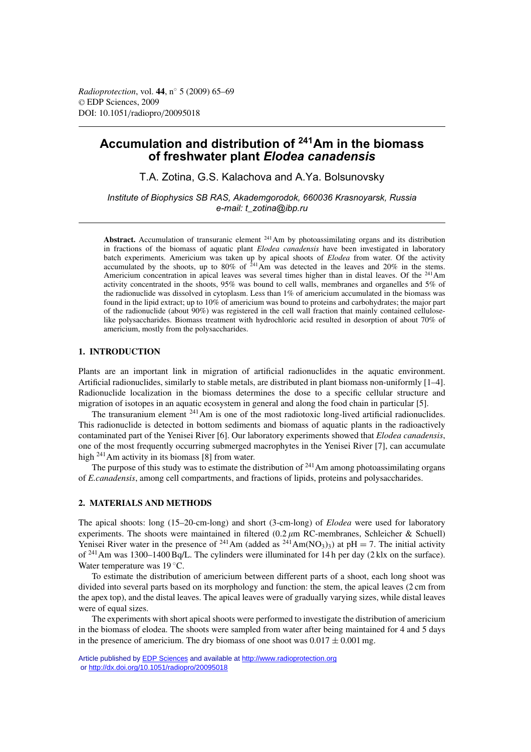# Accumulation and distribution of $^{241}$Am in the biomass of freshwater plant *Elodea canadensis*

T.A. Zotina, G.S. Kalachova and A.Ya. Bolsunovsky

*Institute of Biophysics SB RAS, Akademgorodok, 660036 Krasnoyarsk, Russia*
*e-mail: t_zotina@ibp.ru*

**Abstract.** Accumulation of transuranic element $^{241}$Am by photoassimilating organs and its distribution in fractions of the biomass of aquatic plant *Elodea canadensis* have been investigated in laboratory batch experiments. Americium was taken up by apical shoots of *Elodea* from water. Of the activity accumulated by the shoots, up to 80% of $^{241}$Am was detected in the leaves and 20% in the stems. Americium concentration in apical leaves was several times higher than in distal leaves. Of the $^{241}$Am activity concentrated in the shoots, 95% was bound to cell walls, membranes and organelles and 5% of the radionuclide was dissolved in cytoplasm. Less than 1% of americium accumulated in the biomass was found in the lipid extract; up to 10% of americium was bound to proteins and carbohydrates; the major part of the radionuclide (about 90%) was registered in the cell wall fraction that mainly contained cellulose-like polysaccharides. Biomass treatment with hydrochloric acid resulted in desorption of about 70% of americium, mostly from the polysaccharides.

## 1. INTRODUCTION

Plants are an important link in migration of artificial radionuclides in the aquatic environment. Artificial radionuclides, similarly to stable metals, are distributed in plant biomass non-uniformly [1–4]. Radionuclide localization in the biomass determines the dose to a specific cellular structure and migration of isotopes in an aquatic ecosystem in general and along the food chain in particular [5].

The transuranium element $^{241}$Am is one of the most radiotoxic long-lived artificial radionuclides. This radionuclide is detected in bottom sediments and biomass of aquatic plants in the radioactively contaminated part of the Yenisei River [6]. Our laboratory experiments showed that *Elodea canadensis*, one of the most frequently occurring submerged macrophytes in the Yenisei River [7], can accumulate high $^{241}$Am activity in its biomass [8] from water.

The purpose of this study was to estimate the distribution of $^{241}$Am among photoassimilating organs of *E.canadensis*, among cell compartments, and fractions of lipids, proteins and polysaccharides.

## 2. MATERIALS AND METHODS

The apical shoots: long (15–20-cm-long) and short (3-cm-long) of *Elodea* were used for laboratory experiments. The shoots were maintained in filtered (0.2 $\mu$m RC-membranes, Schleicher & Schuell) Yenisei River water in the presence of $^{241}$Am (added as $^{241}Am(NO_3)_3$) at pH = 7. The initial activity of $^{241}$Am was 1300–1400 Bq/L. The cylinders were illuminated for 14 h per day (2 klx on the surface). Water temperature was 19 °C.

To estimate the distribution of americium between different parts of a shoot, each long shoot was divided into several parts based on its morphology and function: the stem, the apical leaves (2 cm from the apex top), and the distal leaves. The apical leaves were of gradually varying sizes, while distal leaves were of equal sizes.

The experiments with short apical shoots were performed to investigate the distribution of americium in the biomass of elodea. The shoots were sampled from water after being maintained for 4 and 5 days in the presence of americium. The dry biomass of one shoot was $0.017 \pm 0.001$ mg.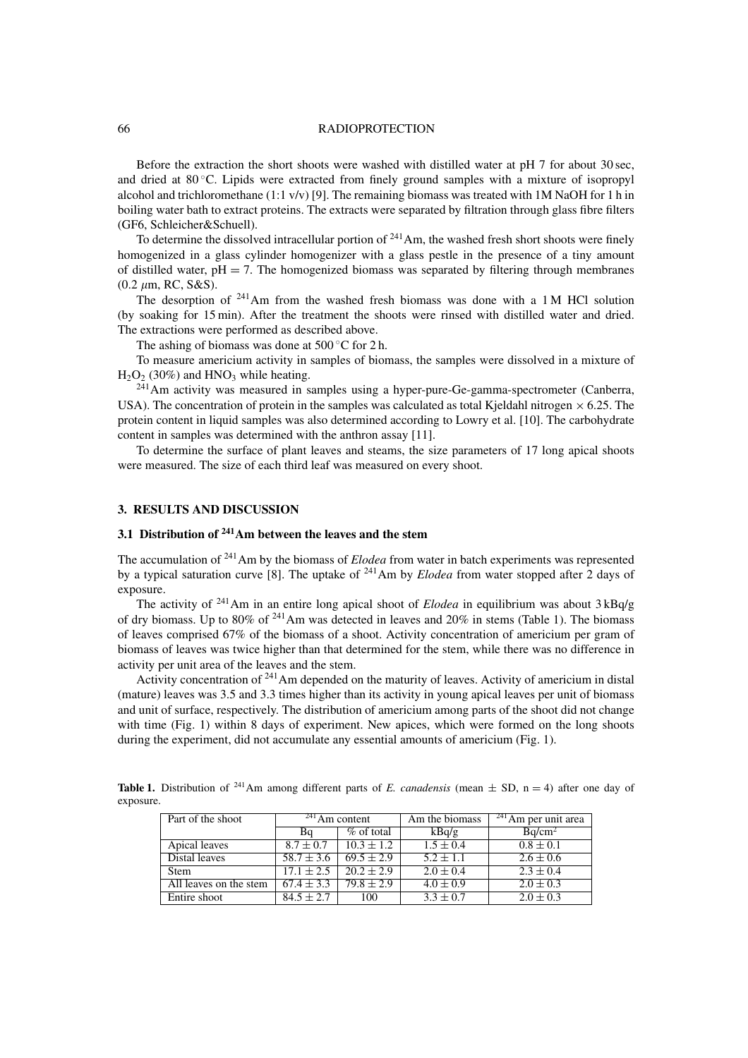Before the extraction the short shoots were washed with distilled water at pH 7 for about 30 sec, and dried at 80 °C. Lipids were extracted from finely ground samples with a mixture of isopropyl alcohol and trichloromethane (1:1 v/v) [9]. The remaining biomass was treated with 1M NaOH for 1 h in boiling water bath to extract proteins. The extracts were separated by filtration through glass fibre filters (GF6, Schleicher&Schuell).

To determine the dissolved intracellular portion of $^{241}$Am, the washed fresh short shoots were finely homogenized in a glass cylinder homogenizer with a glass pestle in the presence of a tiny amount of distilled water, pH = 7. The homogenized biomass was separated by filtering through membranes (0.2 $\mu$m, RC, S&S).

The desorption of $^{241}$Am from the washed fresh biomass was done with a 1 M HCl solution (by soaking for 15 min). After the treatment the shoots were rinsed with distilled water and dried. The extractions were performed as described above.

The ashing of biomass was done at 500 °C for 2 h.

To measure americium activity in samples of biomass, the samples were dissolved in a mixture of $H_2O_2$ (30%) and $HNO_3$ while heating.

$^{241}$Am activity was measured in samples using a hyper-pure-Ge-gamma-spectrometer (Canberra, USA). The concentration of protein in the samples was calculated as total Kjeldahl nitrogen × 6.25. The protein content in liquid samples was also determined according to Lowry et al. [10]. The carbohydrate content in samples was determined with the anthron assay [11].

To determine the surface of plant leaves and steams, the size parameters of 17 long apical shoots were measured. The size of each third leaf was measured on every shoot.

## 3. RESULTS AND DISCUSSION

### 3.1 Distribution of $^{241}$Am between the leaves and the stem

The accumulation of $^{241}$Am by the biomass of *Elodea* from water in batch experiments was represented by a typical saturation curve [8]. The uptake of $^{241}$Am by *Elodea* from water stopped after 2 days of exposure.

The activity of $^{241}$Am in an entire long apical shoot of *Elodea* in equilibrium was about 3 kBq/g of dry biomass. Up to 80% of $^{241}$Am was detected in leaves and 20% in stems (Table 1). The biomass of leaves comprised 67% of the biomass of a shoot. Activity concentration of americium per gram of biomass of leaves was twice higher than that determined for the stem, while there was no difference in activity per unit area of the leaves and the stem.

Activity concentration of $^{241}$Am depended on the maturity of leaves. Activity of americium in distal (mature) leaves was 3.5 and 3.3 times higher than its activity in young apical leaves per unit of biomass and unit of surface, respectively. The distribution of americium among parts of the shoot did not change with time (Fig. 1) within 8 days of experiment. New apices, which were formed on the long shoots during the experiment, did not accumulate any essential amounts of americium (Fig. 1).

**Table 1.** Distribution of $^{241}$Am among different parts of *E. canadensis* (mean ± SD, n = 4) after one day of exposure.

| Part of the shoot | $^{241}$Am content | | Am the biomass | $^{241}$Am per unit area |
|---|---|---|---|---|
| | Bq | % of total | kBq/g | Bq/cm$^2$ |
| Apical leaves | 8.7 ± 0.7 | 10.3 ± 1.2 | 1.5 ± 0.4 | 0.8 ± 0.1 |
| Distal leaves | 58.7 ± 3.6 | 69.5 ± 2.9 | 5.2 ± 1.1 | 2.6 ± 0.6 |
| Stem | 17.1 ± 2.5 | 20.2 ± 2.9 | 2.0 ± 0.4 | 2.3 ± 0.4 |
| All leaves on the stem | 67.4 ± 3.3 | 79.8 ± 2.9 | 4.0 ± 0.9 | 2.0 ± 0.3 |
| Entire shoot | 84.5 ± 2.7 | 100 | 3.3 ± 0.7 | 2.0 ± 0.3 |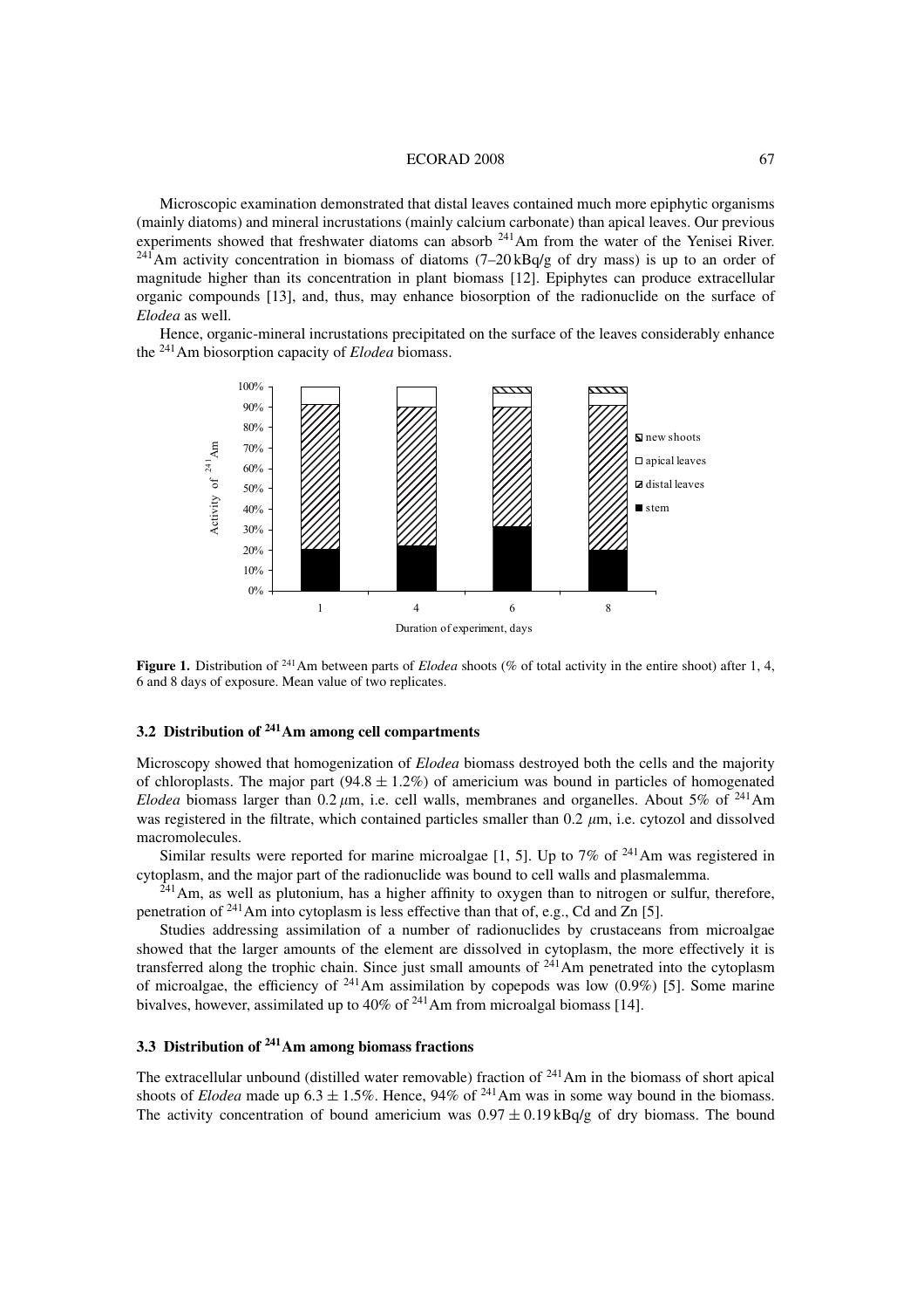Microscopic examination demonstrated that distal leaves contained much more epiphytic organisms (mainly diatoms) and mineral incrustations (mainly calcium carbonate) than apical leaves. Our previous experiments showed that freshwater diatoms can absorb $^{241}$Am from the water of the Yenisei River. $^{241}$Am activity concentration in biomass of diatoms (7–20 kBq/g of dry mass) is up to an order of magnitude higher than its concentration in plant biomass [12]. Epiphytes can produce extracellular organic compounds [13], and, thus, may enhance biosorption of the radionuclide on the surface of *Elodea* as well.

Hence, organic-mineral incrustations precipitated on the surface of the leaves considerably enhance the $^{241}$Am biosorption capacity of *Elodea* biomass.

**Figure 1.** Distribution of $^{241}$Am between parts of *Elodea* shoots (% of total activity in the entire shoot) after 1, 4, 6 and 8 days of exposure. Mean value of two replicates.

## 3.2 Distribution of $^{241}$Am among cell compartments

Microscopy showed that homogenization of *Elodea* biomass destroyed both the cells and the majority of chloroplasts. The major part ($94.8 \pm 1.2\%$) of americium was bound in particles of homogenated *Elodea* biomass larger than 0.2 $\mu$m, i.e. cell walls, membranes and organelles. About 5% of $^{241}$Am was registered in the filtrate, which contained particles smaller than 0.2 $\mu$m, i.e. cytozol and dissolved macromolecules.

Similar results were reported for marine microalgae [1, 5]. Up to 7% of $^{241}$Am was registered in cytoplasm, and the major part of the radionuclide was bound to cell walls and plasmalemma.

$^{241}$Am, as well as plutonium, has a higher affinity to oxygen than to nitrogen or sulfur, therefore, penetration of $^{241}$Am into cytoplasm is less effective than that of, e.g., Cd and Zn [5].

Studies addressing assimilation of a number of radionuclides by crustaceans from microalgae showed that the larger amounts of the element are dissolved in cytoplasm, the more effectively it is transferred along the trophic chain. Since just small amounts of $^{241}$Am penetrated into the cytoplasm of microalgae, the efficiency of $^{241}$Am assimilation by copepods was low (0.9%) [5]. Some marine bivalves, however, assimilated up to 40% of $^{241}$Am from microalgal biomass [14].

## 3.3 Distribution of $^{241}$Am among biomass fractions

The extracellular unbound (distilled water removable) fraction of $^{241}$Am in the biomass of short apical shoots of *Elodea* made up $6.3 \pm 1.5\%$. Hence, 94% of $^{241}$Am was in some way bound in the biomass. The activity concentration of bound americium was $0.97 \pm 0.19$ kBq/g of dry biomass. The bound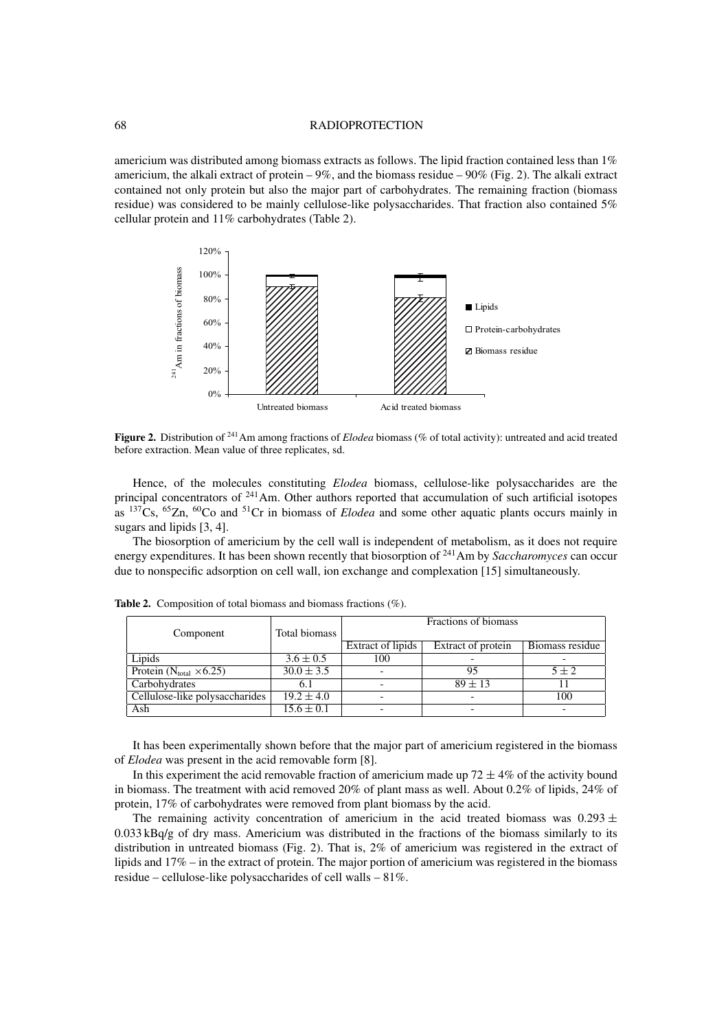americium was distributed among biomass extracts as follows. The lipid fraction contained less than 1% americium, the alkali extract of protein – 9%, and the biomass residue – 90% (Fig. 2). The alkali extract contained not only protein but also the major part of carbohydrates. The remaining fraction (biomass residue) was considered to be mainly cellulose-like polysaccharides. That fraction also contained 5% cellular protein and 11% carbohydrates (Table 2).

**Figure 2.** Distribution of $^{241}$Am among fractions of *Elodea* biomass (% of total activity): untreated and acid treated before extraction. Mean value of three replicates, sd.

Hence, of the molecules constituting *Elodea* biomass, cellulose-like polysaccharides are the principal concentrators of $^{241}$Am. Other authors reported that accumulation of such artificial isotopes as $^{137}$Cs, $^{65}$Zn, $^{60}$Co and $^{51}$Cr in biomass of *Elodea* and some other aquatic plants occurs mainly in sugars and lipids [3, 4].

The biosorption of americium by the cell wall is independent of metabolism, as it does not require energy expenditures. It has been shown recently that biosorption of $^{241}$Am by *Saccharomyces* can occur due to nonspecific adsorption on cell wall, ion exchange and complexation [15] simultaneously.

**Table 2.** Composition of total biomass and biomass fractions (%).

| Component | Total biomass | Fractions of biomass | | |
|---|---|---|---|---|
| | | Extract of lipids | Extract of protein | Biomass residue |
| Lipids | $3.6 \pm 0.5$ | 100 | - | - |
| Protein ($N_{total} \times 6.25$) | $30.0 \pm 3.5$ | - | 95 | $5 \pm 2$ |
| Carbohydrates | 6.1 | - | $89 \pm 13$ | 11 |
| Cellulose-like polysaccharides | $19.2 \pm 4.0$ | - | - | 100 |
| Ash | $15.6 \pm 0.1$ | - | - | - |

It has been experimentally shown before that the major part of americium registered in the biomass of *Elodea* was present in the acid removable form [8].

In this experiment the acid removable fraction of americium made up $72 \pm 4$% of the activity bound in biomass. The treatment with acid removed 20% of plant mass as well. About 0.2% of lipids, 24% of protein, 17% of carbohydrates were removed from plant biomass by the acid.

The remaining activity concentration of americium in the acid treated biomass was $0.293 \pm 0.033$ kBq/g of dry mass. Americium was distributed in the fractions of the biomass similarly to its distribution in untreated biomass (Fig. 2). That is, 2% of americium was registered in the extract of lipids and 17% – in the extract of protein. The major portion of americium was registered in the biomass residue – cellulose-like polysaccharides of cell walls – 81%.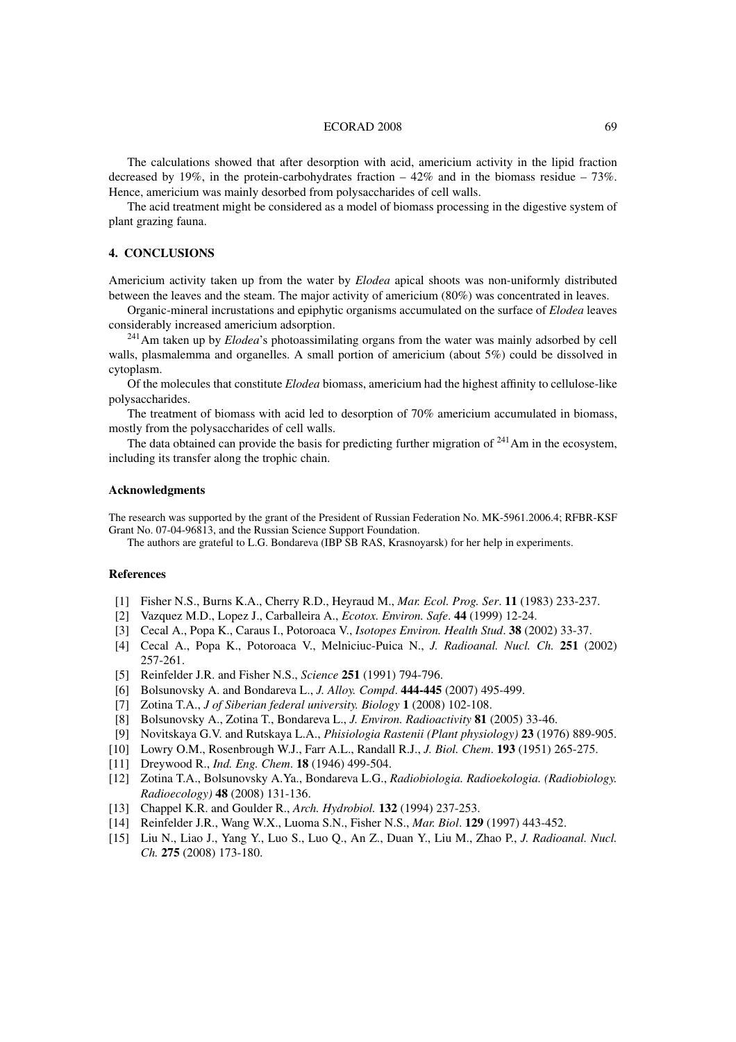The calculations showed that after desorption with acid, americium activity in the lipid fraction decreased by 19%, in the protein-carbohydrates fraction – 42% and in the biomass residue – 73%. Hence, americium was mainly desorbed from polysaccharides of cell walls.

The acid treatment might be considered as a model of biomass processing in the digestive system of plant grazing fauna.

## 4. CONCLUSIONS

Americium activity taken up from the water by *Elodea* apical shoots was non-uniformly distributed between the leaves and the steam. The major activity of americium (80%) was concentrated in leaves.

Organic-mineral incrustations and epiphytic organisms accumulated on the surface of *Elodea* leaves considerably increased americium adsorption.

$^{241}$Am taken up by *Elodea*'s photoassimilating organs from the water was mainly adsorbed by cell walls, plasmalemma and organelles. A small portion of americium (about 5%) could be dissolved in cytoplasm.

Of the molecules that constitute *Elodea* biomass, americium had the highest affinity to cellulose-like polysaccharides.

The treatment of biomass with acid led to desorption of 70% americium accumulated in biomass, mostly from the polysaccharides of cell walls.

The data obtained can provide the basis for predicting further migration of $^{241}$Am in the ecosystem, including its transfer along the trophic chain.

### Acknowledgments

The research was supported by the grant of the President of Russian Federation No. MK-5961.2006.4; RFBR-KSF Grant No. 07-04-96813, and the Russian Science Support Foundation.

The authors are grateful to L.G. Bondareva (IBP SB RAS, Krasnoyarsk) for her help in experiments.

### References

[1] Fisher N.S., Burns K.A., Cherry R.D., Heyraud M., *Mar. Ecol. Prog. Ser*. **11** (1983) 233-237.
[2] Vazquez M.D., Lopez J., Carballeira A., *Ecotox. Environ. Safe*. **44** (1999) 12-24.
[3] Cecal A., Popa K., Caraus I., Potoroaca V., *Isotopes Environ. Health Stud*. **38** (2002) 33-37.
[4] Cecal A., Popa K., Potoroaca V., Melniciuc-Puica N., *J. Radioanal. Nucl. Ch.* **251** (2002) 257-261.
[5] Reinfelder J.R. and Fisher N.S., *Science* **251** (1991) 794-796.
[6] Bolsunovsky A. and Bondareva L., *J. Alloy. Compd*. **444-445** (2007) 495-499.
[7] Zotina T.A., *J of Siberian federal university. Biology* **1** (2008) 102-108.
[8] Bolsunovsky A., Zotina T., Bondareva L., *J. Environ. Radioactivity* **81** (2005) 33-46.
[9] Novitskaya G.V. and Rutskaya L.A., *Phisiologia Rastenii (Plant physiology)* **23** (1976) 889-905.
[10] Lowry O.M., Rosenbrough W.J., Farr A.L., Randall R.J., *J. Biol. Chem*. **193** (1951) 265-275.
[11] Dreywood R., *Ind. Eng. Chem*. **18** (1946) 499-504.
[12] Zotina T.A., Bolsunovsky A.Ya., Bondareva L.G., *Radiobiologia. Radioekologia. (Radiobiology. Radioecology)* **48** (2008) 131-136.
[13] Chappel K.R. and Goulder R., *Arch. Hydrobiol.* **132** (1994) 237-253.
[14] Reinfelder J.R., Wang W.X., Luoma S.N., Fisher N.S., *Mar. Biol*. **129** (1997) 443-452.
[15] Liu N., Liao J., Yang Y., Luo S., Luo Q., An Z., Duan Y., Liu M., Zhao P., *J. Radioanal. Nucl. Ch.* **275** (2008) 173-180.